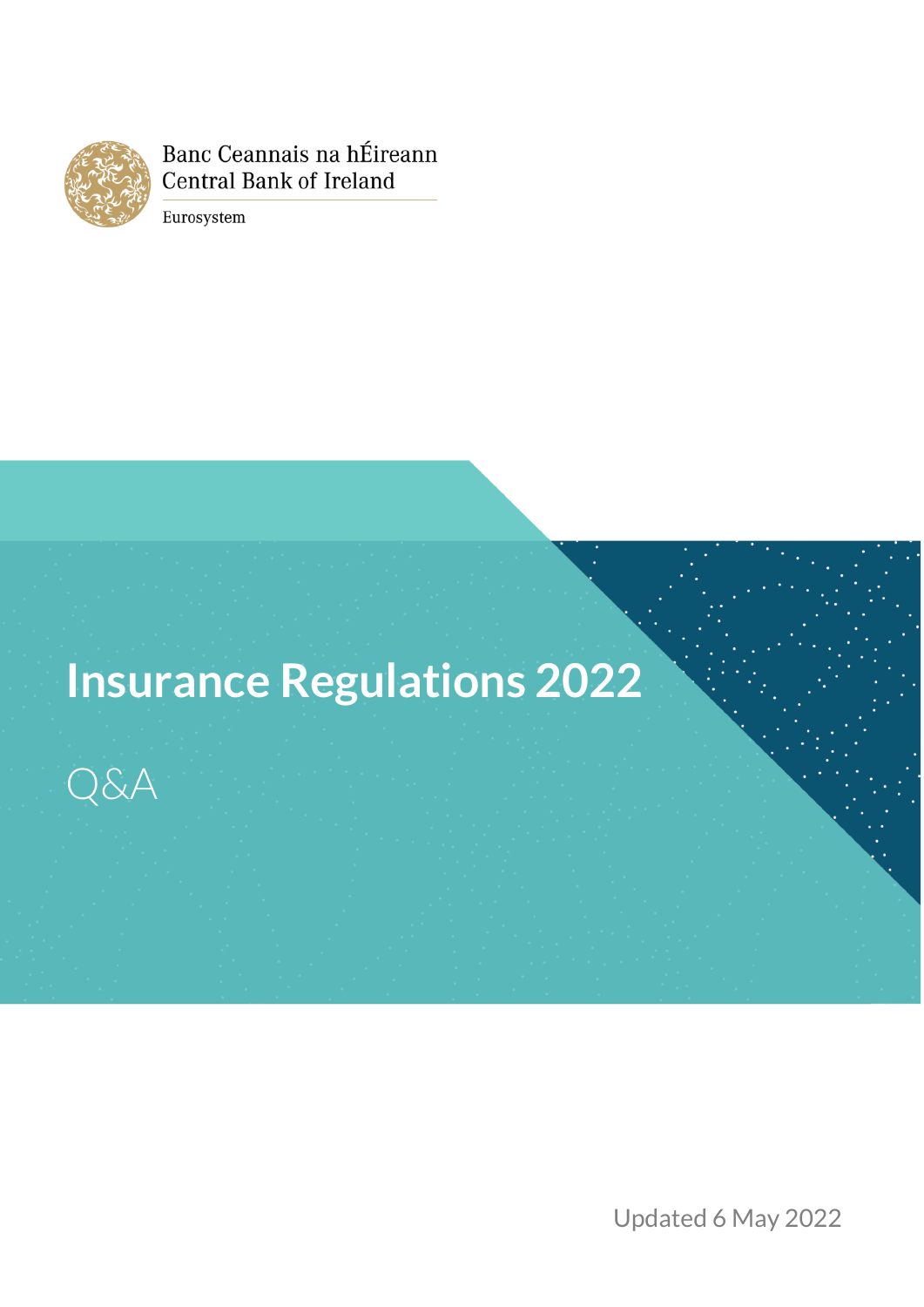Banc Ceannais na hÉireann
Central Bank of Ireland

Eurosystem

# Insurance Regulations 2022

## Q&A

Updated 6 May 2022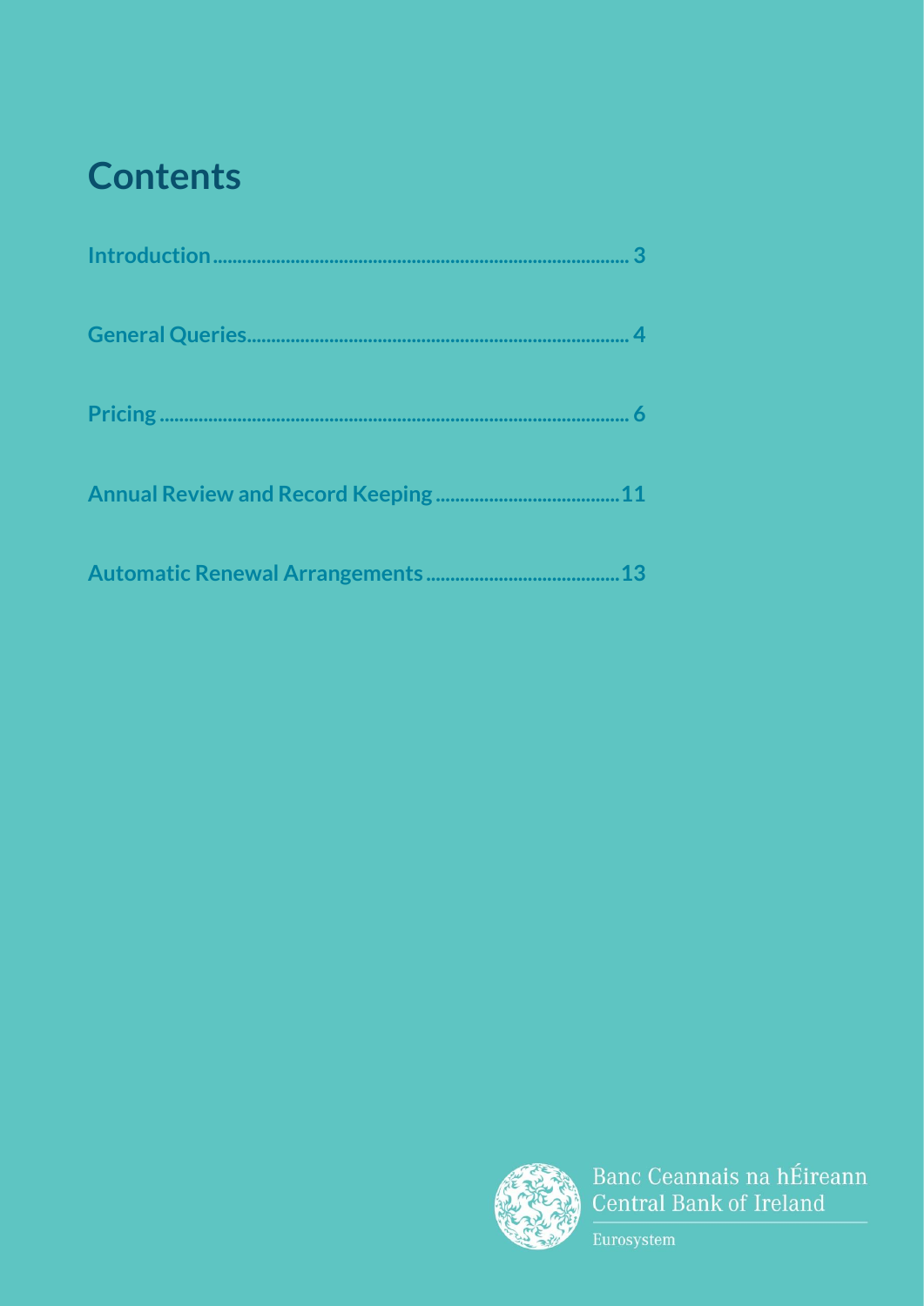# Contents

Introduction .................................................................................... 3

General Queries ............................................................................. 4

Pricing ............................................................................................. 6

Annual Review and Record Keeping ...................................... 11

Automatic Renewal Arrangements ........................................ 13

Banc Ceannais na hÉireann
Central Bank of Ireland

Eurosystem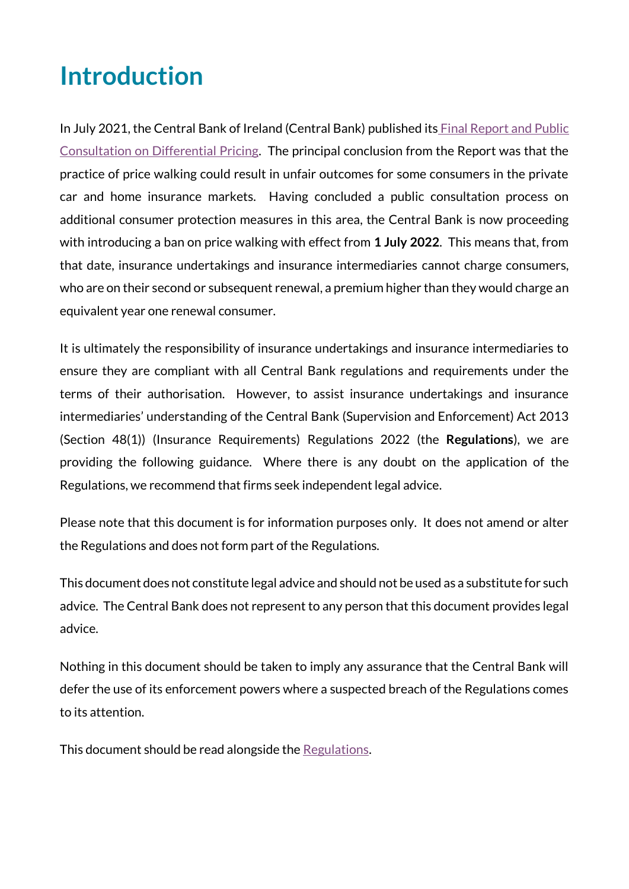# Introduction

In July 2021, the Central Bank of Ireland (Central Bank) published its Final Report and Public Consultation on Differential Pricing. The principal conclusion from the Report was that the practice of price walking could result in unfair outcomes for some consumers in the private car and home insurance markets. Having concluded a public consultation process on additional consumer protection measures in this area, the Central Bank is now proceeding with introducing a ban on price walking with effect from **1 July 2022**. This means that, from that date, insurance undertakings and insurance intermediaries cannot charge consumers, who are on their second or subsequent renewal, a premium higher than they would charge an equivalent year one renewal consumer.

It is ultimately the responsibility of insurance undertakings and insurance intermediaries to ensure they are compliant with all Central Bank regulations and requirements under the terms of their authorisation. However, to assist insurance undertakings and insurance intermediaries' understanding of the Central Bank (Supervision and Enforcement) Act 2013 (Section 48(1)) (Insurance Requirements) Regulations 2022 (the **Regulations**), we are providing the following guidance. Where there is any doubt on the application of the Regulations, we recommend that firms seek independent legal advice.

Please note that this document is for information purposes only. It does not amend or alter the Regulations and does not form part of the Regulations.

This document does not constitute legal advice and should not be used as a substitute for such advice. The Central Bank does not represent to any person that this document provides legal advice.

Nothing in this document should be taken to imply any assurance that the Central Bank will defer the use of its enforcement powers where a suspected breach of the Regulations comes to its attention.

This document should be read alongside the Regulations.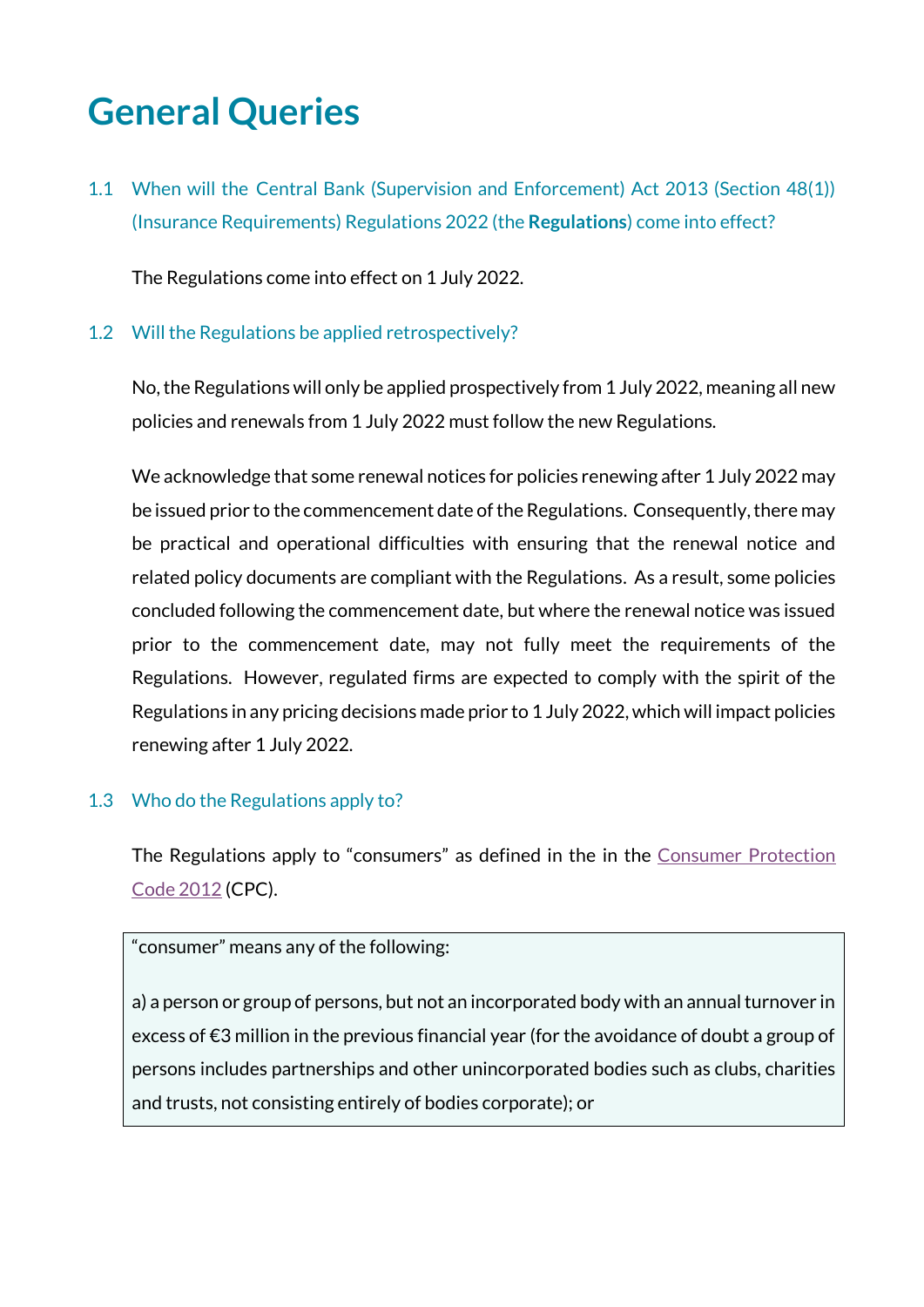# General Queries

### 1.1 When will the Central Bank (Supervision and Enforcement) Act 2013 (Section 48(1)) (Insurance Requirements) Regulations 2022 (the **Regulations**) come into effect?

The Regulations come into effect on 1 July 2022.

### 1.2 Will the Regulations be applied retrospectively?

No, the Regulations will only be applied prospectively from 1 July 2022, meaning all new policies and renewals from 1 July 2022 must follow the new Regulations.

We acknowledge that some renewal notices for policies renewing after 1 July 2022 may be issued prior to the commencement date of the Regulations. Consequently, there may be practical and operational difficulties with ensuring that the renewal notice and related policy documents are compliant with the Regulations. As a result, some policies concluded following the commencement date, but where the renewal notice was issued prior to the commencement date, may not fully meet the requirements of the Regulations. However, regulated firms are expected to comply with the spirit of the Regulations in any pricing decisions made prior to 1 July 2022, which will impact policies renewing after 1 July 2022.

### 1.3 Who do the Regulations apply to?

The Regulations apply to "consumers" as defined in the in the Consumer Protection Code 2012 (CPC).

> "consumer" means any of the following:
>
> a) a person or group of persons, but not an incorporated body with an annual turnover in excess of €3 million in the previous financial year (for the avoidance of doubt a group of persons includes partnerships and other unincorporated bodies such as clubs, charities and trusts, not consisting entirely of bodies corporate); or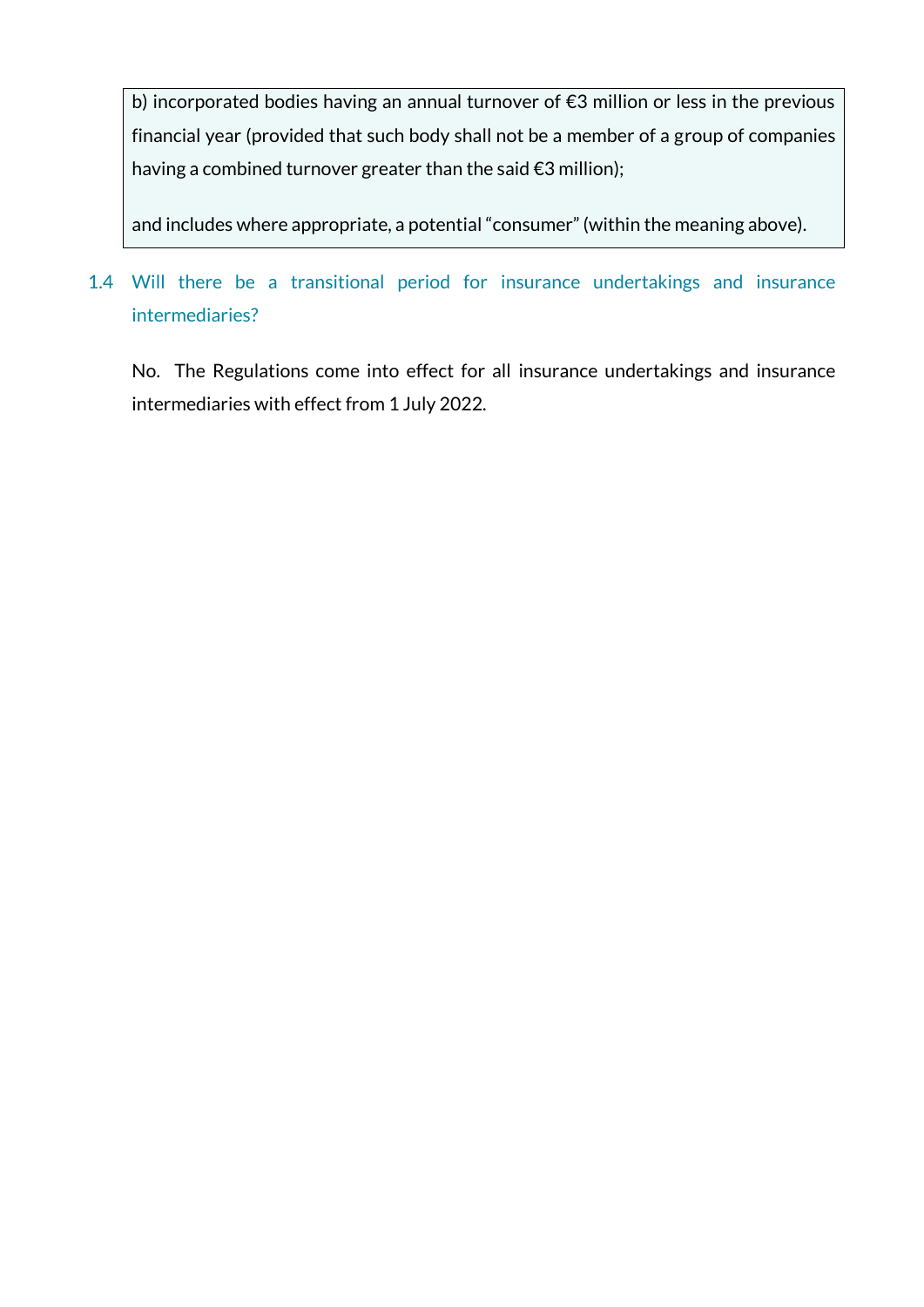> b) incorporated bodies having an annual turnover of €3 million or less in the previous financial year (provided that such body shall not be a member of a group of companies having a combined turnover greater than the said €3 million);
>
> and includes where appropriate, a potential "consumer" (within the meaning above).

### 1.4 Will there be a transitional period for insurance undertakings and insurance intermediaries?

No. The Regulations come into effect for all insurance undertakings and insurance intermediaries with effect from 1 July 2022.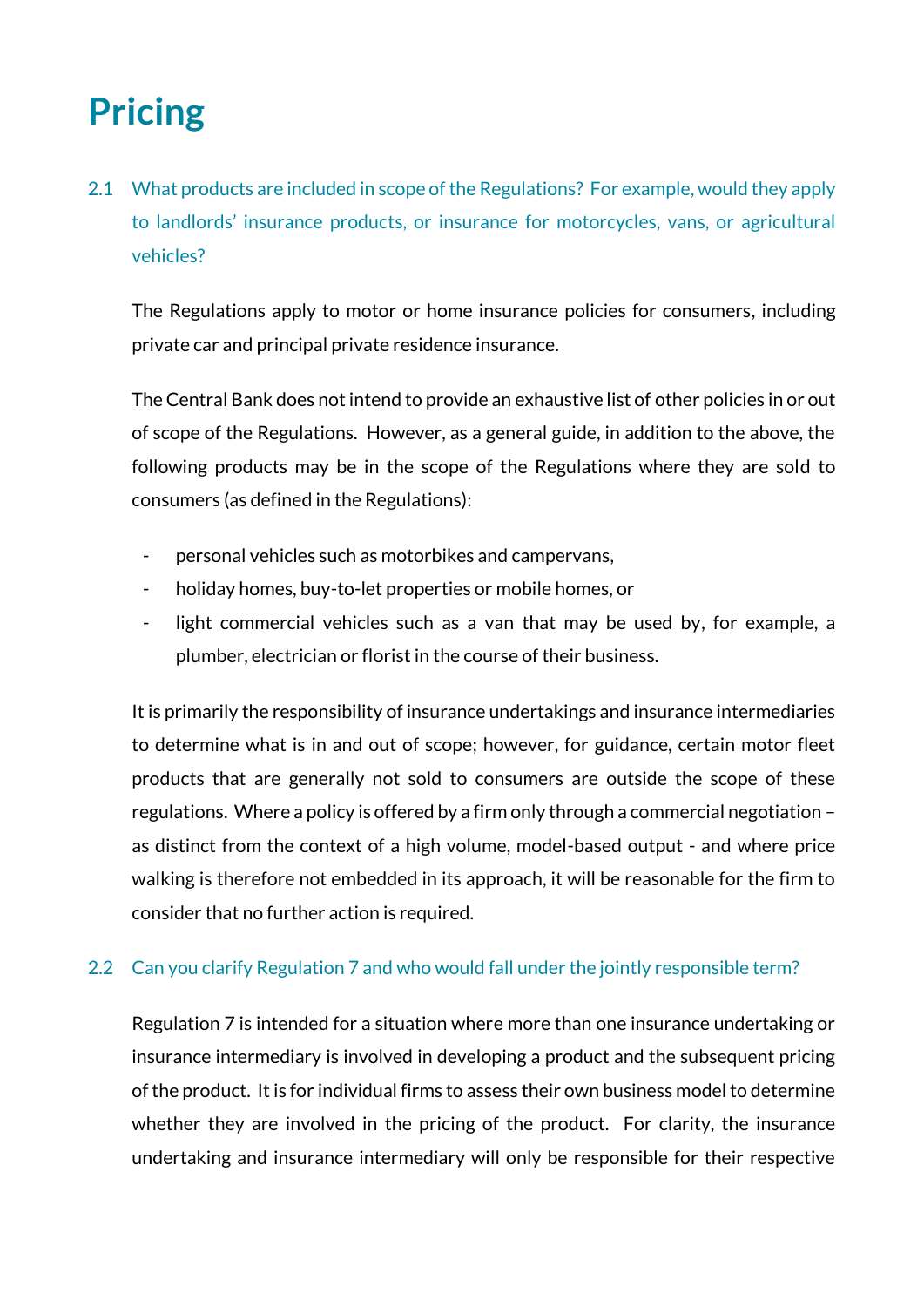# Pricing

2.1 What products are included in scope of the Regulations? For example, would they apply to landlords' insurance products, or insurance for motorcycles, vans, or agricultural vehicles?

The Regulations apply to motor or home insurance policies for consumers, including private car and principal private residence insurance.

The Central Bank does not intend to provide an exhaustive list of other policies in or out of scope of the Regulations. However, as a general guide, in addition to the above, the following products may be in the scope of the Regulations where they are sold to consumers (as defined in the Regulations):

- personal vehicles such as motorbikes and campervans,
- holiday homes, buy-to-let properties or mobile homes, or
- light commercial vehicles such as a van that may be used by, for example, a plumber, electrician or florist in the course of their business.

It is primarily the responsibility of insurance undertakings and insurance intermediaries to determine what is in and out of scope; however, for guidance, certain motor fleet products that are generally not sold to consumers are outside the scope of these regulations. Where a policy is offered by a firm only through a commercial negotiation – as distinct from the context of a high volume, model-based output - and where price walking is therefore not embedded in its approach, it will be reasonable for the firm to consider that no further action is required.

2.2 Can you clarify Regulation 7 and who would fall under the jointly responsible term?

Regulation 7 is intended for a situation where more than one insurance undertaking or insurance intermediary is involved in developing a product and the subsequent pricing of the product. It is for individual firms to assess their own business model to determine whether they are involved in the pricing of the product. For clarity, the insurance undertaking and insurance intermediary will only be responsible for their respective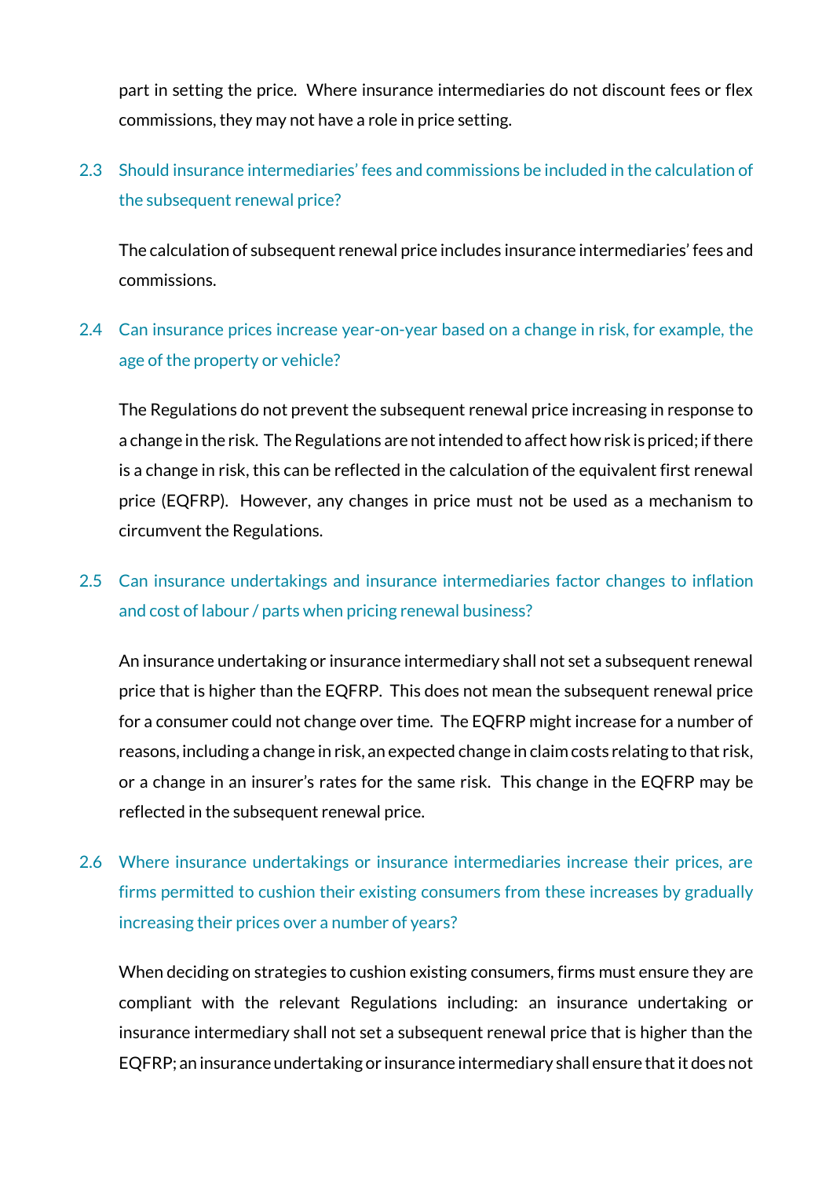part in setting the price. Where insurance intermediaries do not discount fees or flex commissions, they may not have a role in price setting.

### 2.3 Should insurance intermediaries' fees and commissions be included in the calculation of the subsequent renewal price?

The calculation of subsequent renewal price includes insurance intermediaries' fees and commissions.

### 2.4 Can insurance prices increase year-on-year based on a change in risk, for example, the age of the property or vehicle?

The Regulations do not prevent the subsequent renewal price increasing in response to a change in the risk. The Regulations are not intended to affect how risk is priced; if there is a change in risk, this can be reflected in the calculation of the equivalent first renewal price (EQFRP). However, any changes in price must not be used as a mechanism to circumvent the Regulations.

### 2.5 Can insurance undertakings and insurance intermediaries factor changes to inflation and cost of labour / parts when pricing renewal business?

An insurance undertaking or insurance intermediary shall not set a subsequent renewal price that is higher than the EQFRP. This does not mean the subsequent renewal price for a consumer could not change over time. The EQFRP might increase for a number of reasons, including a change in risk, an expected change in claim costs relating to that risk, or a change in an insurer's rates for the same risk. This change in the EQFRP may be reflected in the subsequent renewal price.

### 2.6 Where insurance undertakings or insurance intermediaries increase their prices, are firms permitted to cushion their existing consumers from these increases by gradually increasing their prices over a number of years?

When deciding on strategies to cushion existing consumers, firms must ensure they are compliant with the relevant Regulations including: an insurance undertaking or insurance intermediary shall not set a subsequent renewal price that is higher than the EQFRP; an insurance undertaking or insurance intermediary shall ensure that it does not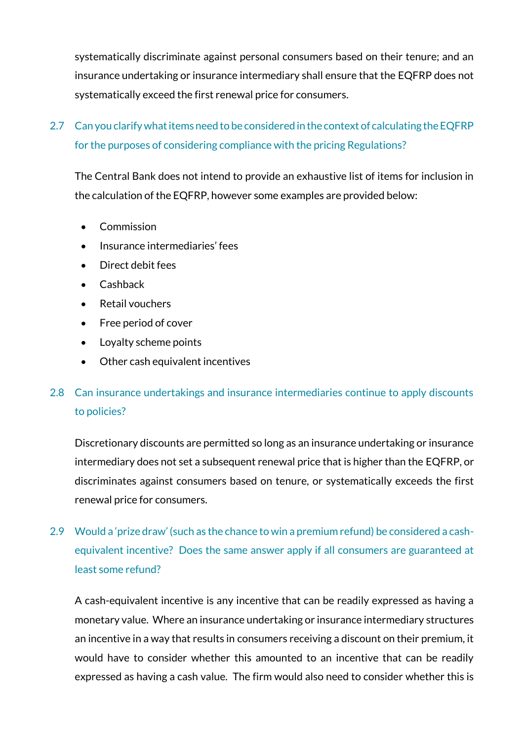systematically discriminate against personal consumers based on their tenure; and an insurance undertaking or insurance intermediary shall ensure that the EQFRP does not systematically exceed the first renewal price for consumers.

### 2.7 Can you clarify what items need to be considered in the context of calculating the EQFRP for the purposes of considering compliance with the pricing Regulations?

The Central Bank does not intend to provide an exhaustive list of items for inclusion in the calculation of the EQFRP, however some examples are provided below:

- Commission
- Insurance intermediaries' fees
- Direct debit fees
- Cashback
- Retail vouchers
- Free period of cover
- Loyalty scheme points
- Other cash equivalent incentives

### 2.8 Can insurance undertakings and insurance intermediaries continue to apply discounts to policies?

Discretionary discounts are permitted so long as an insurance undertaking or insurance intermediary does not set a subsequent renewal price that is higher than the EQFRP, or discriminates against consumers based on tenure, or systematically exceeds the first renewal price for consumers.

### 2.9 Would a 'prize draw' (such as the chance to win a premium refund) be considered a cash-equivalent incentive? Does the same answer apply if all consumers are guaranteed at least some refund?

A cash-equivalent incentive is any incentive that can be readily expressed as having a monetary value. Where an insurance undertaking or insurance intermediary structures an incentive in a way that results in consumers receiving a discount on their premium, it would have to consider whether this amounted to an incentive that can be readily expressed as having a cash value. The firm would also need to consider whether this is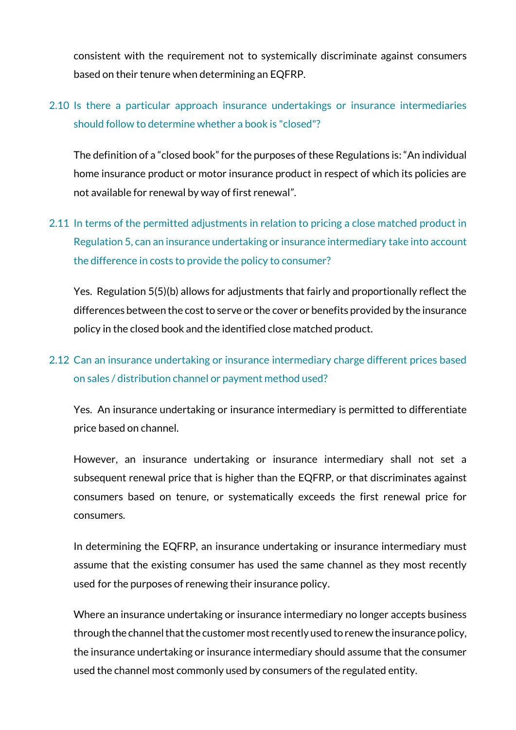consistent with the requirement not to systemically discriminate against consumers based on their tenure when determining an EQFRP.

### 2.10 Is there a particular approach insurance undertakings or insurance intermediaries should follow to determine whether a book is "closed"?

The definition of a "closed book" for the purposes of these Regulations is: "An individual home insurance product or motor insurance product in respect of which its policies are not available for renewal by way of first renewal".

### 2.11 In terms of the permitted adjustments in relation to pricing a close matched product in Regulation 5, can an insurance undertaking or insurance intermediary take into account the difference in costs to provide the policy to consumer?

Yes. Regulation 5(5)(b) allows for adjustments that fairly and proportionally reflect the differences between the cost to serve or the cover or benefits provided by the insurance policy in the closed book and the identified close matched product.

### 2.12 Can an insurance undertaking or insurance intermediary charge different prices based on sales / distribution channel or payment method used?

Yes. An insurance undertaking or insurance intermediary is permitted to differentiate price based on channel.

However, an insurance undertaking or insurance intermediary shall not set a subsequent renewal price that is higher than the EQFRP, or that discriminates against consumers based on tenure, or systematically exceeds the first renewal price for consumers.

In determining the EQFRP, an insurance undertaking or insurance intermediary must assume that the existing consumer has used the same channel as they most recently used for the purposes of renewing their insurance policy.

Where an insurance undertaking or insurance intermediary no longer accepts business through the channel that the customer most recently used to renew the insurance policy, the insurance undertaking or insurance intermediary should assume that the consumer used the channel most commonly used by consumers of the regulated entity.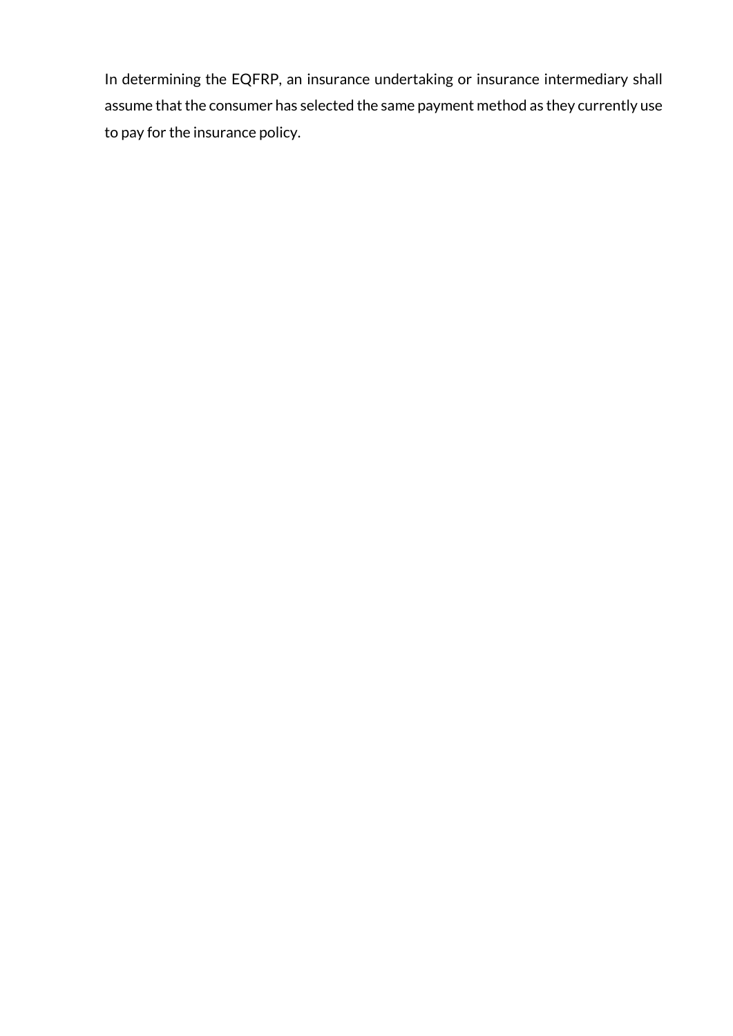In determining the EQFRP, an insurance undertaking or insurance intermediary shall assume that the consumer has selected the same payment method as they currently use to pay for the insurance policy.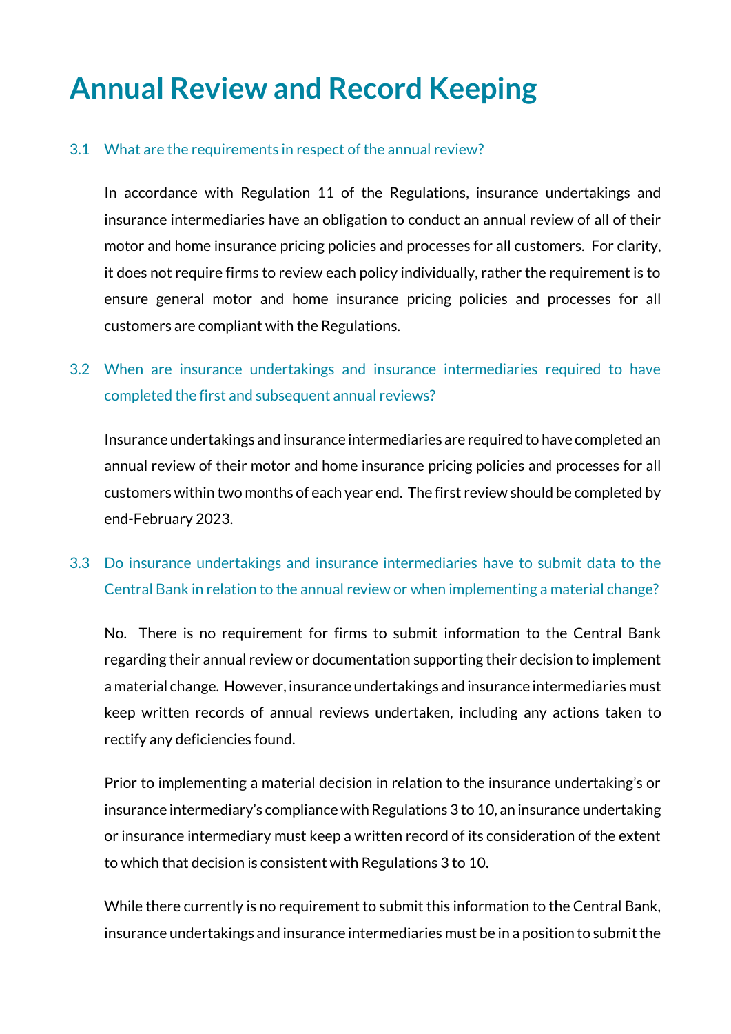# Annual Review and Record Keeping

### 3.1 What are the requirements in respect of the annual review?

In accordance with Regulation 11 of the Regulations, insurance undertakings and insurance intermediaries have an obligation to conduct an annual review of all of their motor and home insurance pricing policies and processes for all customers. For clarity, it does not require firms to review each policy individually, rather the requirement is to ensure general motor and home insurance pricing policies and processes for all customers are compliant with the Regulations.

### 3.2 When are insurance undertakings and insurance intermediaries required to have completed the first and subsequent annual reviews?

Insurance undertakings and insurance intermediaries are required to have completed an annual review of their motor and home insurance pricing policies and processes for all customers within two months of each year end. The first review should be completed by end-February 2023.

### 3.3 Do insurance undertakings and insurance intermediaries have to submit data to the Central Bank in relation to the annual review or when implementing a material change?

No. There is no requirement for firms to submit information to the Central Bank regarding their annual review or documentation supporting their decision to implement a material change. However, insurance undertakings and insurance intermediaries must keep written records of annual reviews undertaken, including any actions taken to rectify any deficiencies found.

Prior to implementing a material decision in relation to the insurance undertaking's or insurance intermediary's compliance with Regulations 3 to 10, an insurance undertaking or insurance intermediary must keep a written record of its consideration of the extent to which that decision is consistent with Regulations 3 to 10.

While there currently is no requirement to submit this information to the Central Bank, insurance undertakings and insurance intermediaries must be in a position to submit the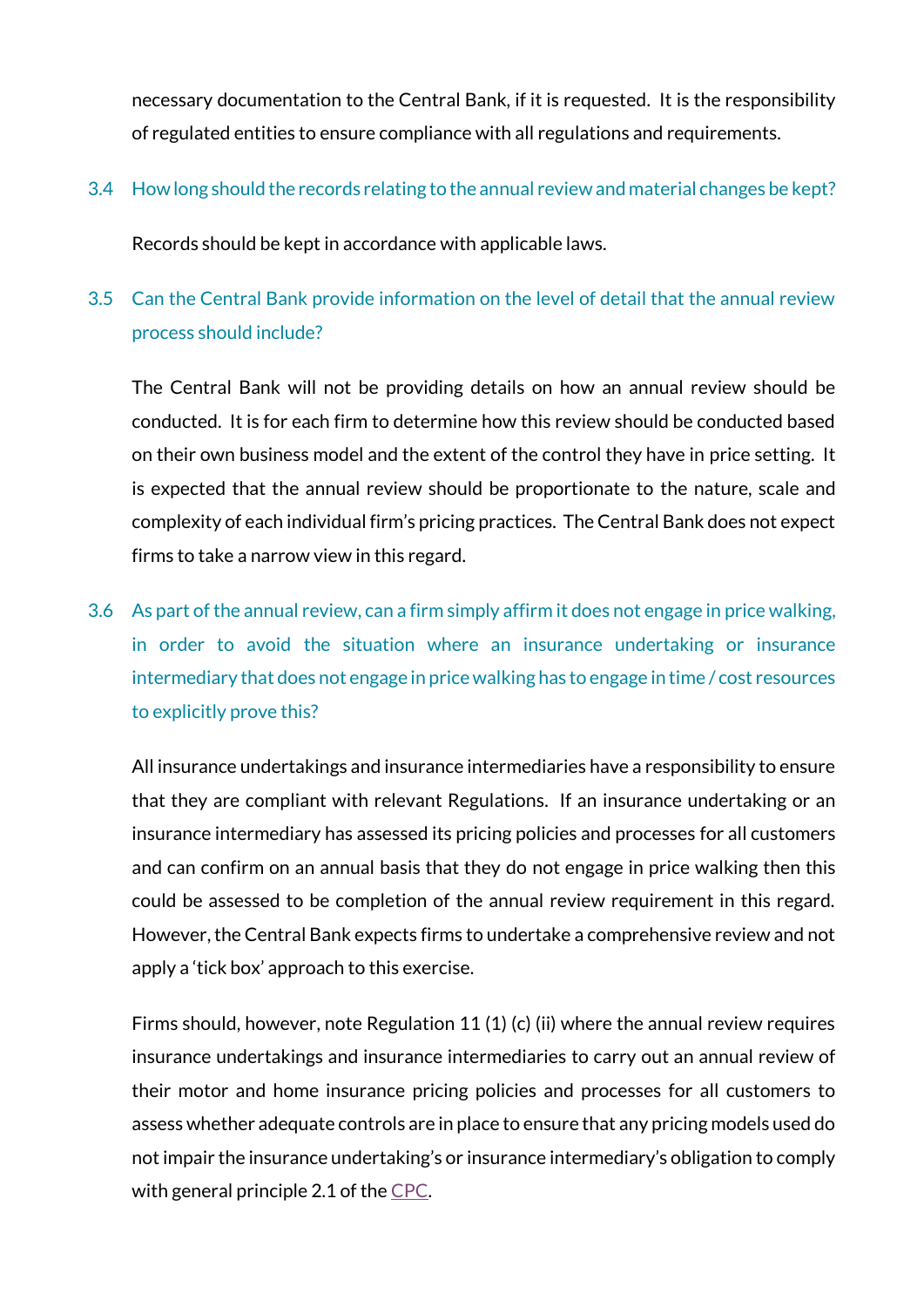necessary documentation to the Central Bank, if it is requested. It is the responsibility of regulated entities to ensure compliance with all regulations and requirements.

### 3.4 How long should the records relating to the annual review and material changes be kept?

Records should be kept in accordance with applicable laws.

### 3.5 Can the Central Bank provide information on the level of detail that the annual review process should include?

The Central Bank will not be providing details on how an annual review should be conducted. It is for each firm to determine how this review should be conducted based on their own business model and the extent of the control they have in price setting. It is expected that the annual review should be proportionate to the nature, scale and complexity of each individual firm's pricing practices. The Central Bank does not expect firms to take a narrow view in this regard.

### 3.6 As part of the annual review, can a firm simply affirm it does not engage in price walking, in order to avoid the situation where an insurance undertaking or insurance intermediary that does not engage in price walking has to engage in time / cost resources to explicitly prove this?

All insurance undertakings and insurance intermediaries have a responsibility to ensure that they are compliant with relevant Regulations. If an insurance undertaking or an insurance intermediary has assessed its pricing policies and processes for all customers and can confirm on an annual basis that they do not engage in price walking then this could be assessed to be completion of the annual review requirement in this regard. However, the Central Bank expects firms to undertake a comprehensive review and not apply a 'tick box' approach to this exercise.

Firms should, however, note Regulation 11 (1) (c) (ii) where the annual review requires insurance undertakings and insurance intermediaries to carry out an annual review of their motor and home insurance pricing policies and processes for all customers to assess whether adequate controls are in place to ensure that any pricing models used do not impair the insurance undertaking's or insurance intermediary's obligation to comply with general principle 2.1 of the CPC.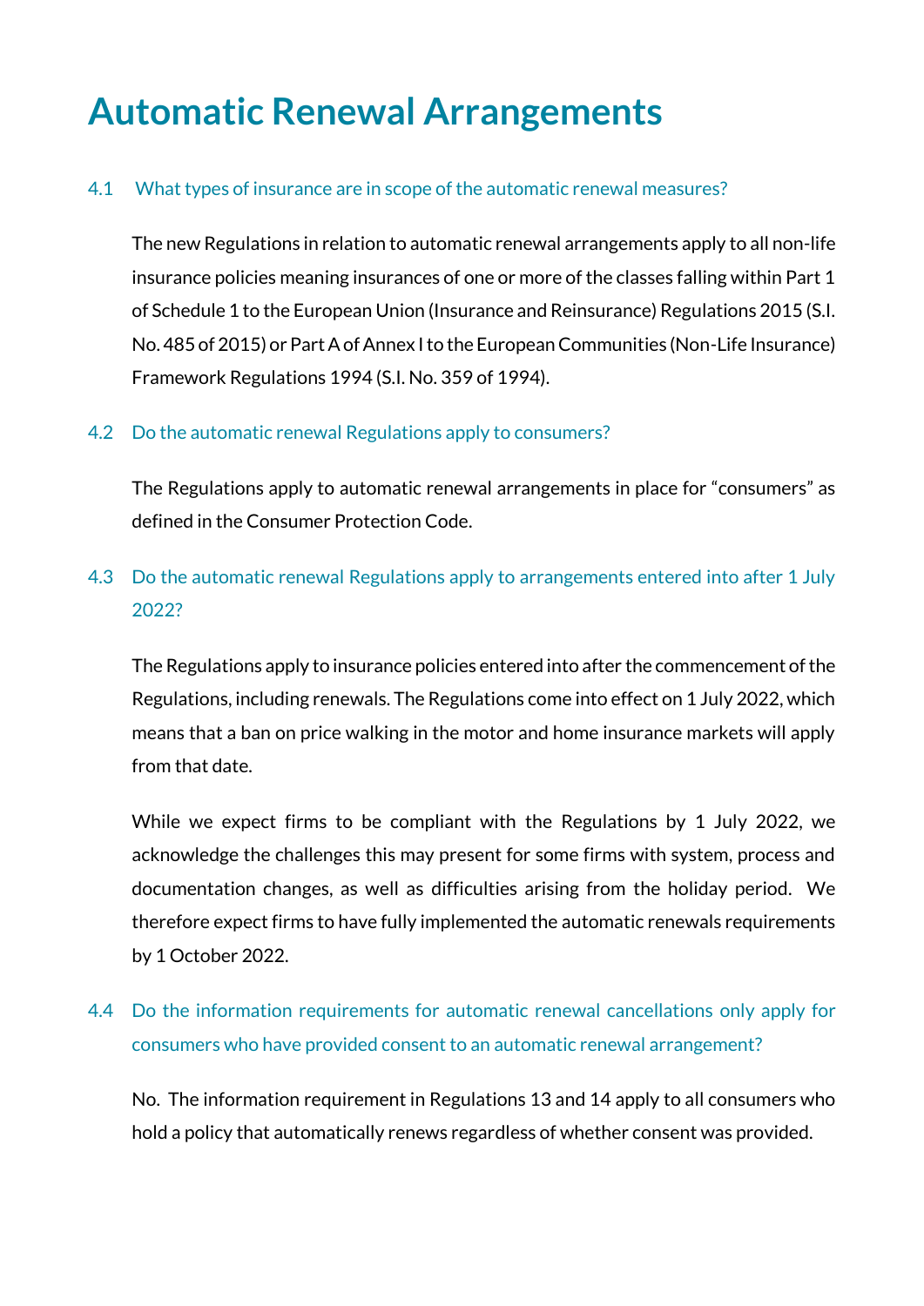# Automatic Renewal Arrangements

### 4.1 What types of insurance are in scope of the automatic renewal measures?

The new Regulations in relation to automatic renewal arrangements apply to all non-life insurance policies meaning insurances of one or more of the classes falling within Part 1 of Schedule 1 to the European Union (Insurance and Reinsurance) Regulations 2015 (S.I. No. 485 of 2015) or Part A of Annex I to the European Communities (Non-Life Insurance) Framework Regulations 1994 (S.I. No. 359 of 1994).

### 4.2 Do the automatic renewal Regulations apply to consumers?

The Regulations apply to automatic renewal arrangements in place for "consumers" as defined in the Consumer Protection Code.

### 4.3 Do the automatic renewal Regulations apply to arrangements entered into after 1 July 2022?

The Regulations apply to insurance policies entered into after the commencement of the Regulations, including renewals. The Regulations come into effect on 1 July 2022, which means that a ban on price walking in the motor and home insurance markets will apply from that date.

While we expect firms to be compliant with the Regulations by 1 July 2022, we acknowledge the challenges this may present for some firms with system, process and documentation changes, as well as difficulties arising from the holiday period. We therefore expect firms to have fully implemented the automatic renewals requirements by 1 October 2022.

### 4.4 Do the information requirements for automatic renewal cancellations only apply for consumers who have provided consent to an automatic renewal arrangement?

No. The information requirement in Regulations 13 and 14 apply to all consumers who hold a policy that automatically renews regardless of whether consent was provided.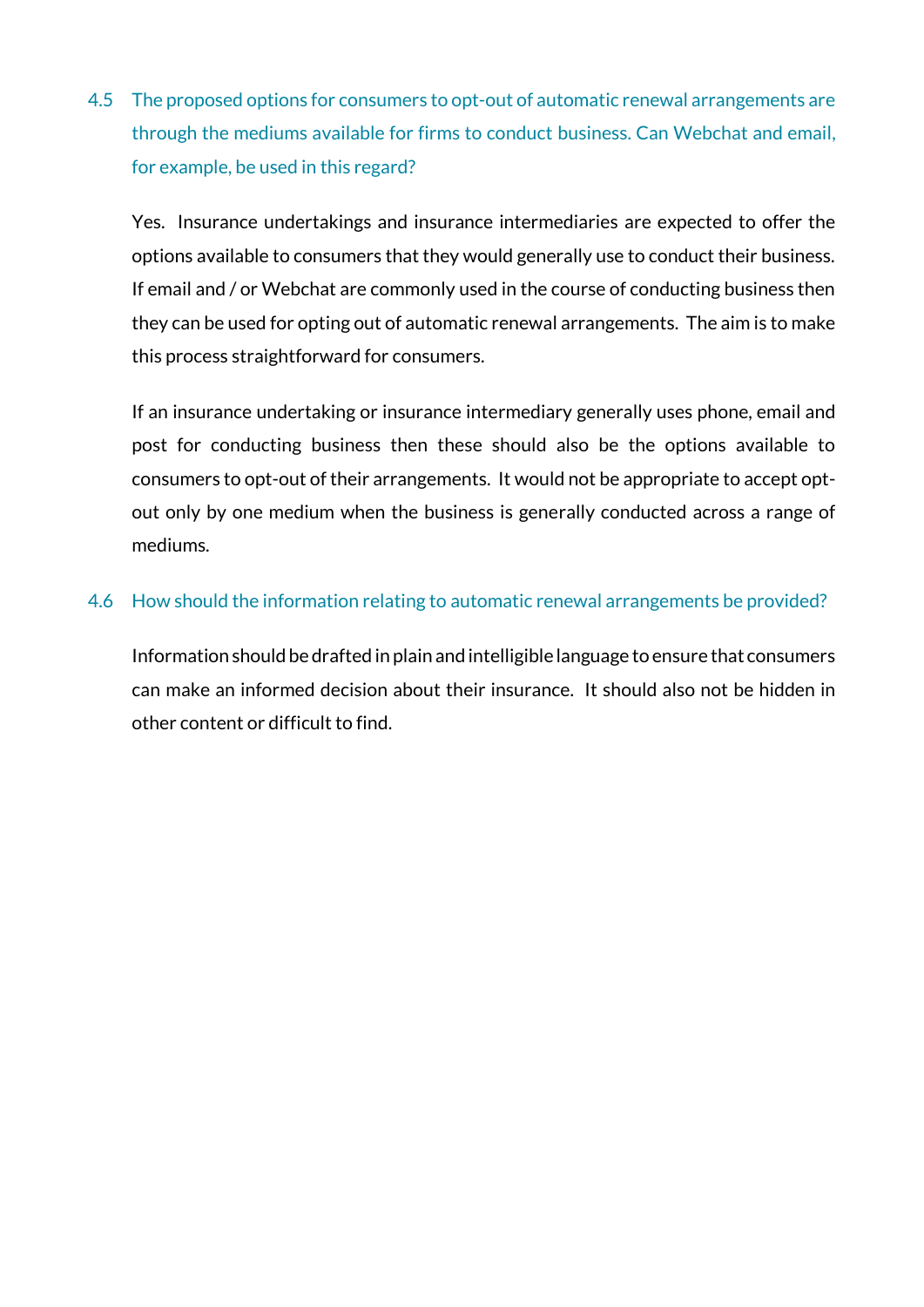### 4.5 The proposed options for consumers to opt-out of automatic renewal arrangements are through the mediums available for firms to conduct business. Can Webchat and email, for example, be used in this regard?

Yes. Insurance undertakings and insurance intermediaries are expected to offer the options available to consumers that they would generally use to conduct their business. If email and / or Webchat are commonly used in the course of conducting business then they can be used for opting out of automatic renewal arrangements. The aim is to make this process straightforward for consumers.

If an insurance undertaking or insurance intermediary generally uses phone, email and post for conducting business then these should also be the options available to consumers to opt-out of their arrangements. It would not be appropriate to accept opt-out only by one medium when the business is generally conducted across a range of mediums.

### 4.6 How should the information relating to automatic renewal arrangements be provided?

Information should be drafted in plain and intelligible language to ensure that consumers can make an informed decision about their insurance. It should also not be hidden in other content or difficult to find.